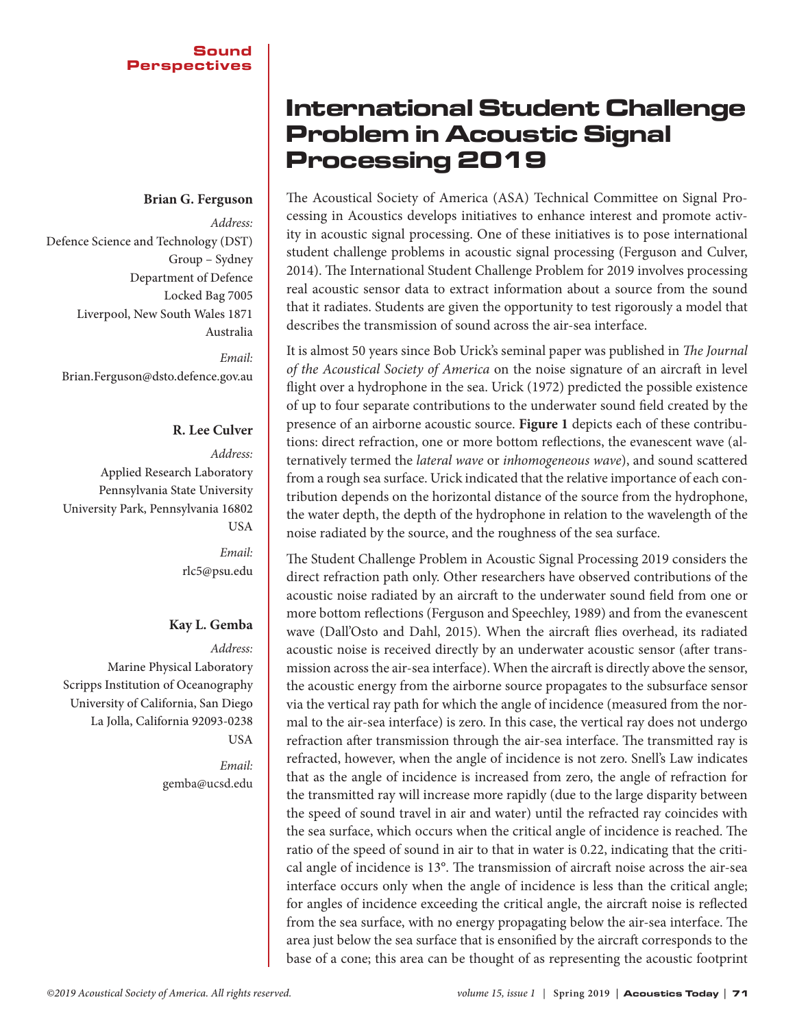Sound Perspectives

# International Student Challenge Problem in Acoustic Signal Processing 2019

**Brian G. Ferguson**

*Address:*
Defence Science and Technology (DST) Group – Sydney
Department of Defence
Locked Bag 7005
Liverpool, New South Wales 1871
Australia

*Email:*
Brian.Ferguson@dsto.defence.gov.au

**R. Lee Culver**

*Address:*
Applied Research Laboratory
Pennsylvania State University
University Park, Pennsylvania 16802
USA

*Email:*
rlc5@psu.edu

**Kay L. Gemba**

*Address:*
Marine Physical Laboratory
Scripps Institution of Oceanography
University of California, San Diego
La Jolla, California 92093-0238
USA

*Email:*
gemba@ucsd.edu

The Acoustical Society of America (ASA) Technical Committee on Signal Processing in Acoustics develops initiatives to enhance interest and promote activity in acoustic signal processing. One of these initiatives is to pose international student challenge problems in acoustic signal processing (Ferguson and Culver, 2014). The International Student Challenge Problem for 2019 involves processing real acoustic sensor data to extract information about a source from the sound that it radiates. Students are given the opportunity to test rigorously a model that describes the transmission of sound across the air-sea interface.

It is almost 50 years since Bob Urick's seminal paper was published in *The Journal of the Acoustical Society of America* on the noise signature of an aircraft in level flight over a hydrophone in the sea. Urick (1972) predicted the possible existence of up to four separate contributions to the underwater sound field created by the presence of an airborne acoustic source. **Figure 1** depicts each of these contributions: direct refraction, one or more bottom reflections, the evanescent wave (alternatively termed the *lateral wave* or *inhomogeneous wave*), and sound scattered from a rough sea surface. Urick indicated that the relative importance of each contribution depends on the horizontal distance of the source from the hydrophone, the water depth, the depth of the hydrophone in relation to the wavelength of the noise radiated by the source, and the roughness of the sea surface.

The Student Challenge Problem in Acoustic Signal Processing 2019 considers the direct refraction path only. Other researchers have observed contributions of the acoustic noise radiated by an aircraft to the underwater sound field from one or more bottom reflections (Ferguson and Speechley, 1989) and from the evanescent wave (Dall'Osto and Dahl, 2015). When the aircraft flies overhead, its radiated acoustic noise is received directly by an underwater acoustic sensor (after transmission across the air-sea interface). When the aircraft is directly above the sensor, the acoustic energy from the airborne source propagates to the subsurface sensor via the vertical ray path for which the angle of incidence (measured from the normal to the air-sea interface) is zero. In this case, the vertical ray does not undergo refraction after transmission through the air-sea interface. The transmitted ray is refracted, however, when the angle of incidence is not zero. Snell's Law indicates that as the angle of incidence is increased from zero, the angle of refraction for the transmitted ray will increase more rapidly (due to the large disparity between the speed of sound travel in air and water) until the refracted ray coincides with the sea surface, which occurs when the critical angle of incidence is reached. The ratio of the speed of sound in air to that in water is 0.22, indicating that the critical angle of incidence is 13°. The transmission of aircraft noise across the air-sea interface occurs only when the angle of incidence is less than the critical angle; for angles of incidence exceeding the critical angle, the aircraft noise is reflected from the sea surface, with no energy propagating below the air-sea interface. The area just below the sea surface that is ensonified by the aircraft corresponds to the base of a cone; this area can be thought of as representing the acoustic footprint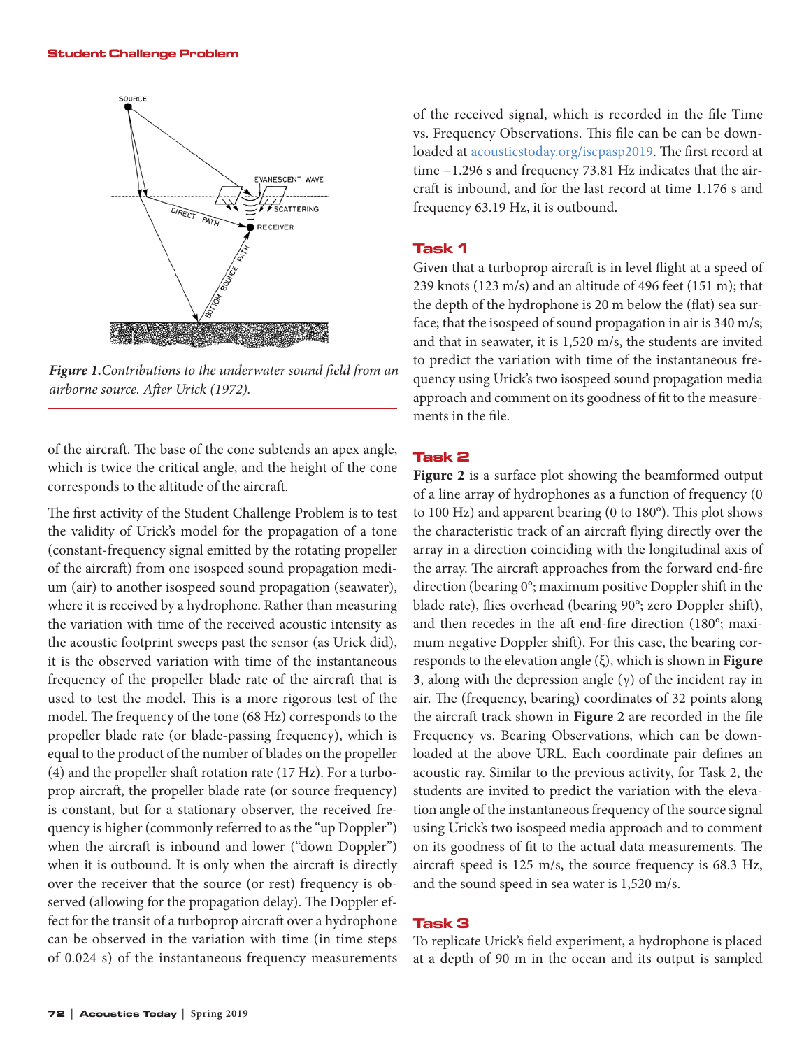*Figure 1. Contributions to the underwater sound field from an airborne source. After Urick (1972).*

of the aircraft. The base of the cone subtends an apex angle, which is twice the critical angle, and the height of the cone corresponds to the altitude of the aircraft.

The first activity of the Student Challenge Problem is to test the validity of Urick's model for the propagation of a tone (constant-frequency signal emitted by the rotating propeller of the aircraft) from one isospeed sound propagation medium (air) to another isospeed sound propagation (seawater), where it is received by a hydrophone. Rather than measuring the variation with time of the received acoustic intensity as the acoustic footprint sweeps past the sensor (as Urick did), it is the observed variation with time of the instantaneous frequency of the propeller blade rate of the aircraft that is used to test the model. This is a more rigorous test of the model. The frequency of the tone (68 Hz) corresponds to the propeller blade rate (or blade-passing frequency), which is equal to the product of the number of blades on the propeller (4) and the propeller shaft rotation rate (17 Hz). For a turboprop aircraft, the propeller blade rate (or source frequency) is constant, but for a stationary observer, the received frequency is higher (commonly referred to as the "up Doppler") when the aircraft is inbound and lower ("down Doppler") when it is outbound. It is only when the aircraft is directly over the receiver that the source (or rest) frequency is observed (allowing for the propagation delay). The Doppler effect for the transit of a turboprop aircraft over a hydrophone can be observed in the variation with time (in time steps of 0.024 s) of the instantaneous frequency measurements of the received signal, which is recorded in the file Time vs. Frequency Observations. This file can be can be downloaded at acousticstoday.org/iscpasp2019. The first record at time −1.296 s and frequency 73.81 Hz indicates that the aircraft is inbound, and for the last record at time 1.176 s and frequency 63.19 Hz, it is outbound.

## Task 1

Given that a turboprop aircraft is in level flight at a speed of 239 knots (123 m/s) and an altitude of 496 feet (151 m); that the depth of the hydrophone is 20 m below the (flat) sea surface; that the isospeed of sound propagation in air is 340 m/s; and that in seawater, it is 1,520 m/s, the students are invited to predict the variation with time of the instantaneous frequency using Urick's two isospeed sound propagation media approach and comment on its goodness of fit to the measurements in the file.

## Task 2

**Figure 2** is a surface plot showing the beamformed output of a line array of hydrophones as a function of frequency (0 to 100 Hz) and apparent bearing (0 to 180°). This plot shows the characteristic track of an aircraft flying directly over the array in a direction coinciding with the longitudinal axis of the array. The aircraft approaches from the forward end-fire direction (bearing 0°; maximum positive Doppler shift in the blade rate), flies overhead (bearing 90°; zero Doppler shift), and then recedes in the aft end-fire direction (180°; maximum negative Doppler shift). For this case, the bearing corresponds to the elevation angle (ξ), which is shown in **Figure 3**, along with the depression angle (γ) of the incident ray in air. The (frequency, bearing) coordinates of 32 points along the aircraft track shown in **Figure 2** are recorded in the file Frequency vs. Bearing Observations, which can be downloaded at the above URL. Each coordinate pair defines an acoustic ray. Similar to the previous activity, for Task 2, the students are invited to predict the variation with the elevation angle of the instantaneous frequency of the source signal using Urick's two isospeed media approach and to comment on its goodness of fit to the actual data measurements. The aircraft speed is 125 m/s, the source frequency is 68.3 Hz, and the sound speed in sea water is 1,520 m/s.

## Task 3

To replicate Urick's field experiment, a hydrophone is placed at a depth of 90 m in the ocean and its output is sampled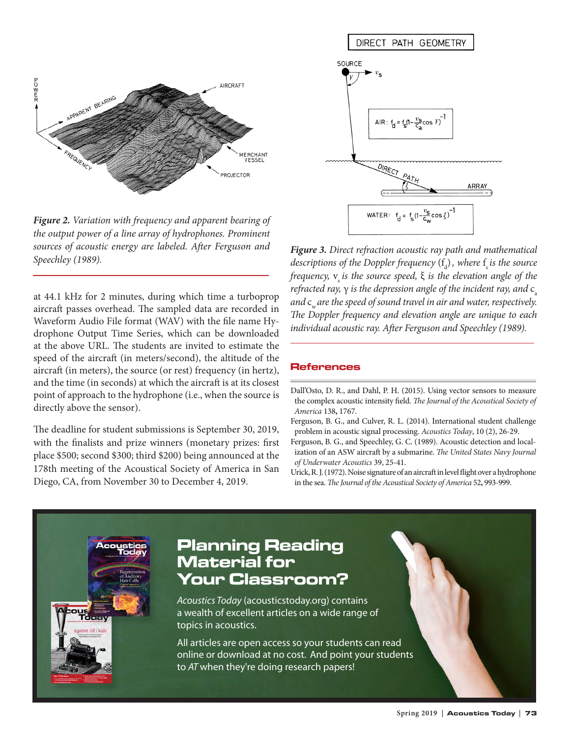POWER

APPARENT BEARING

FREQUENCY

AIRCRAFT

MERCHANT VESSEL

PROJECTOR

*Figure 2. Variation with frequency and apparent bearing of the output power of a line array of hydrophones. Prominent sources of acoustic energy are labeled. After Ferguson and Speechley (1989).*

at 44.1 kHz for 2 minutes, during which time a turboprop aircraft passes overhead. The sampled data are recorded in Waveform Audio File format (WAV) with the file name Hydrophone Output Time Series, which can be downloaded at the above URL. The students are invited to estimate the speed of the aircraft (in meters/second), the altitude of the aircraft (in meters), the source (or rest) frequency (in hertz), and the time (in seconds) at which the aircraft is at its closest point of approach to the hydrophone (i.e., when the source is directly above the sensor).

The deadline for student submissions is September 30, 2019, with the finalists and prize winners (monetary prizes: first place \$500; second \$300; third \$200) being announced at the 178th meeting of the Acoustical Society of America in San Diego, CA, from November 30 to December 4, 2019.

DIRECT PATH GEOMETRY

SOURCE

$v_s$

$\gamma$

AIR: $f_d = f_s(1-\frac{v_s}{c_a}\cos\gamma)^{-1}$

DIRECT PATH

$\xi$

ARRAY

WATER: $f_d = f_s(1-\frac{v_s}{c_w}\cos\xi)^{-1}$

*Figure 3. Direct refraction acoustic ray path and mathematical descriptions of the Doppler frequency ($f_d$), where $f_s$ is the source frequency, $v_s$ is the source speed, ξ is the elevation angle of the refracted ray, γ is the depression angle of the incident ray, and $c_a$ and $c_w$ are the speed of sound travel in air and water, respectively. The Doppler frequency and elevation angle are unique to each individual acoustic ray. After Ferguson and Speechley (1989).*

## References

Dall'Osto, D. R., and Dahl, P. H. (2015). Using vector sensors to measure the complex acoustic intensity field. *The Journal of the Acoustical Society of America* 138, 1767.

Ferguson, B. G., and Culver, R. L. (2014). International student challenge problem in acoustic signal processing. *Acoustics Today*, 10 (2), 26-29.

Ferguson, B. G., and Speechley, G. C. (1989). Acoustic detection and localization of an ASW aircraft by a submarine. *The United States Navy Journal of Underwater Acoustics* 39, 25-41.

Urick, R. J. (1972). Noise signature of an aircraft in level flight over a hydrophone in the sea. *The Journal of the Acoustical Society of America* 52, 993-999.

## Planning Reading Material for Your Classroom?

*Acoustics Today* (acousticstoday.org) contains a wealth of excellent articles on a wide range of topics in acoustics.

All articles are open access so your students can read online or download at no cost. And point your students to *AT* when they're doing research papers!